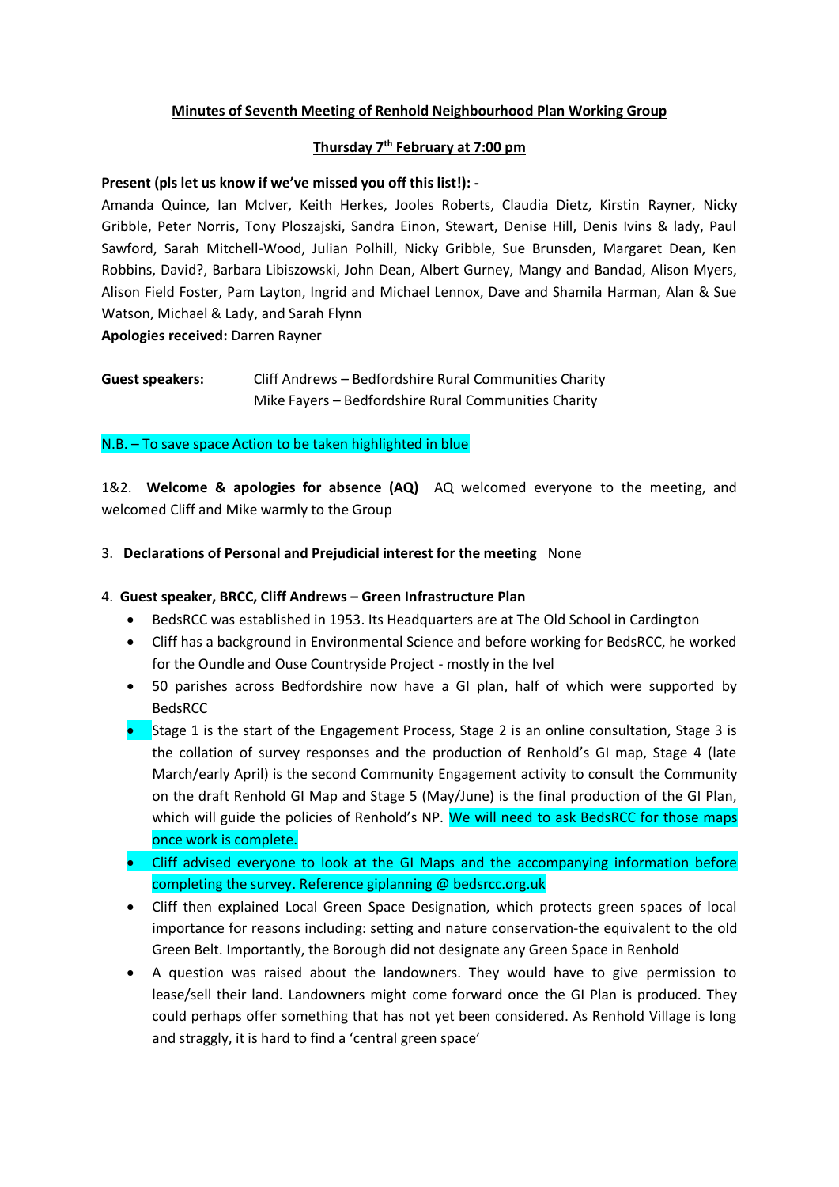**Minutes of Seventh Meeting of Renhold Neighbourhood Plan Working Group**

**Thursday 7th February at 7:00 pm**

**Present (pls let us know if we've missed you off this list!): -**
Amanda Quince, Ian McIver, Keith Herkes, Jooles Roberts, Claudia Dietz, Kirstin Rayner, Nicky Gribble, Peter Norris, Tony Ploszajski, Sandra Einon, Stewart, Denise Hill, Denis Ivins & lady, Paul Sawford, Sarah Mitchell-Wood, Julian Polhill, Nicky Gribble, Sue Brunsden, Margaret Dean, Ken Robbins, David?, Barbara Libiszowski, John Dean, Albert Gurney, Mangy and Bandad, Alison Myers, Alison Field Foster, Pam Layton, Ingrid and Michael Lennox, Dave and Shamila Harman, Alan & Sue Watson, Michael & Lady, and Sarah Flynn

**Apologies received:** Darren Rayner

**Guest speakers:** Cliff Andrews – Bedfordshire Rural Communities Charity
Mike Fayers – Bedfordshire Rural Communities Charity

N.B. – To save space Action to be taken highlighted in blue

1&2. **Welcome & apologies for absence (AQ)** AQ welcomed everyone to the meeting, and welcomed Cliff and Mike warmly to the Group

3. **Declarations of Personal and Prejudicial interest for the meeting** None

4. **Guest speaker, BRCC, Cliff Andrews – Green Infrastructure Plan**

- BedsRCC was established in 1953. Its Headquarters are at The Old School in Cardington
- Cliff has a background in Environmental Science and before working for BedsRCC, he worked for the Oundle and Ouse Countryside Project - mostly in the Ivel
- 50 parishes across Bedfordshire now have a GI plan, half of which were supported by BedsRCC
- Stage 1 is the start of the Engagement Process, Stage 2 is an online consultation, Stage 3 is the collation of survey responses and the production of Renhold's GI map, Stage 4 (late March/early April) is the second Community Engagement activity to consult the Community on the draft Renhold GI Map and Stage 5 (May/June) is the final production of the GI Plan, which will guide the policies of Renhold's NP. We will need to ask BedsRCC for those maps once work is complete.
- Cliff advised everyone to look at the GI Maps and the accompanying information before completing the survey. Reference giplanning @ bedsrcc.org.uk
- Cliff then explained Local Green Space Designation, which protects green spaces of local importance for reasons including: setting and nature conservation-the equivalent to the old Green Belt. Importantly, the Borough did not designate any Green Space in Renhold
- A question was raised about the landowners. They would have to give permission to lease/sell their land. Landowners might come forward once the GI Plan is produced. They could perhaps offer something that has not yet been considered. As Renhold Village is long and straggly, it is hard to find a 'central green space'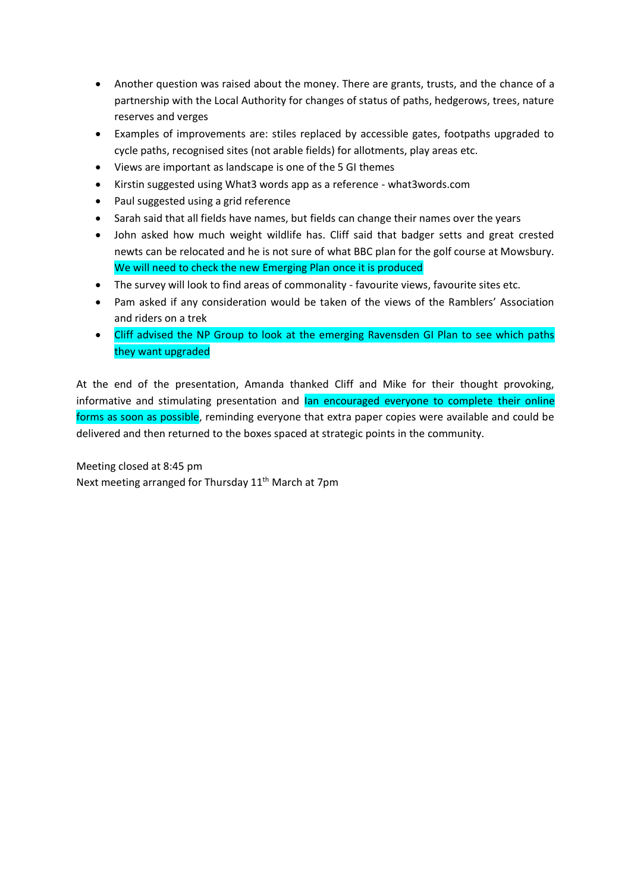- Another question was raised about the money. There are grants, trusts, and the chance of a partnership with the Local Authority for changes of status of paths, hedgerows, trees, nature reserves and verges
- Examples of improvements are: stiles replaced by accessible gates, footpaths upgraded to cycle paths, recognised sites (not arable fields) for allotments, play areas etc.
- Views are important as landscape is one of the 5 GI themes
- Kirstin suggested using What3 words app as a reference - what3words.com
- Paul suggested using a grid reference
- Sarah said that all fields have names, but fields can change their names over the years
- John asked how much weight wildlife has. Cliff said that badger setts and great crested newts can be relocated and he is not sure of what BBC plan for the golf course at Mowsbury. We will need to check the new Emerging Plan once it is produced
- The survey will look to find areas of commonality - favourite views, favourite sites etc.
- Pam asked if any consideration would be taken of the views of the Ramblers' Association and riders on a trek
- Cliff advised the NP Group to look at the emerging Ravensden GI Plan to see which paths they want upgraded

At the end of the presentation, Amanda thanked Cliff and Mike for their thought provoking, informative and stimulating presentation and Ian encouraged everyone to complete their online forms as soon as possible, reminding everyone that extra paper copies were available and could be delivered and then returned to the boxes spaced at strategic points in the community.

Meeting closed at 8:45 pm
Next meeting arranged for Thursday 11th March at 7pm